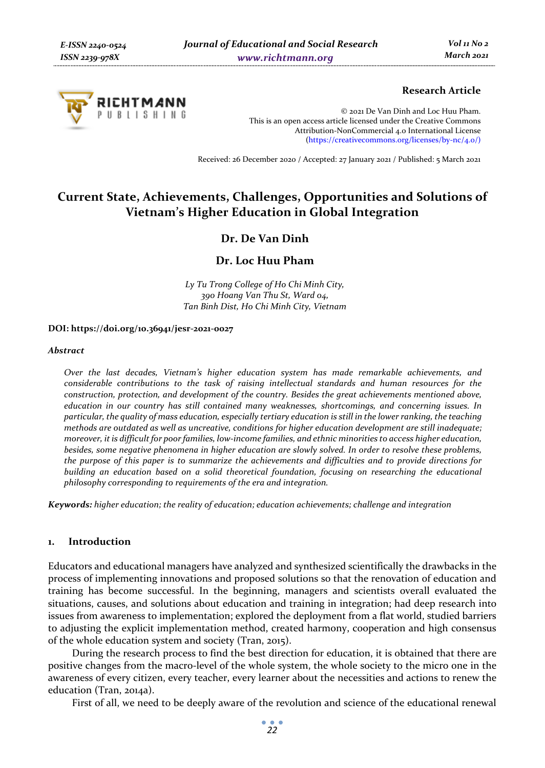**Research Article**

© 2021 De Van Dinh and Loc Huu Pham.
This is an open access article licensed under the Creative Commons Attribution-NonCommercial 4.0 International License (https://creativecommons.org/licenses/by-nc/4.0/)

Received: 26 December 2020 / Accepted: 27 January 2021 / Published: 5 March 2021

# Current State, Achievements, Challenges, Opportunities and Solutions of Vietnam's Higher Education in Global Integration

**Dr. De Van Dinh**

**Dr. Loc Huu Pham**

*Ly Tu Trong College of Ho Chi Minh City,*
*390 Hoang Van Thu St, Ward 04,*
*Tan Binh Dist, Ho Chi Minh City, Vietnam*

**DOI: https://doi.org/10.36941/jesr-2021-0027**

***Abstract***

*Over the last decades, Vietnam's higher education system has made remarkable achievements, and considerable contributions to the task of raising intellectual standards and human resources for the construction, protection, and development of the country. Besides the great achievements mentioned above, education in our country has still contained many weaknesses, shortcomings, and concerning issues. In particular, the quality of mass education, especially tertiary education is still in the lower ranking, the teaching methods are outdated as well as uncreative, conditions for higher education development are still inadequate; moreover, it is difficult for poor families, low-income families, and ethnic minorities to access higher education, besides, some negative phenomena in higher education are slowly solved. In order to resolve these problems, the purpose of this paper is to summarize the achievements and difficulties and to provide directions for building an education based on a solid theoretical foundation, focusing on researching the educational philosophy corresponding to requirements of the era and integration.*

***Keywords:*** *higher education; the reality of education; education achievements; challenge and integration*

## 1. Introduction

Educators and educational managers have analyzed and synthesized scientifically the drawbacks in the process of implementing innovations and proposed solutions so that the renovation of education and training has become successful. In the beginning, managers and scientists overall evaluated the situations, causes, and solutions about education and training in integration; had deep research into issues from awareness to implementation; explored the deployment from a flat world, studied barriers to adjusting the explicit implementation method, created harmony, cooperation and high consensus of the whole education system and society (Tran, 2015).

During the research process to find the best direction for education, it is obtained that there are positive changes from the macro-level of the whole system, the whole society to the micro one in the awareness of every citizen, every teacher, every learner about the necessities and actions to renew the education (Tran, 2014a).

First of all, we need to be deeply aware of the revolution and science of the educational renewal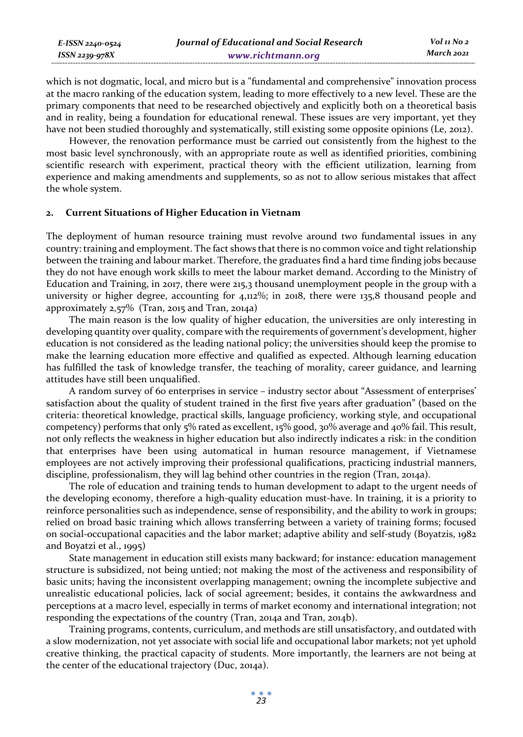which is not dogmatic, local, and micro but is a "fundamental and comprehensive" innovation process at the macro ranking of the education system, leading to more effectively to a new level. These are the primary components that need to be researched objectively and explicitly both on a theoretical basis and in reality, being a foundation for educational renewal. These issues are very important, yet they have not been studied thoroughly and systematically, still existing some opposite opinions (Le, 2012).

However, the renovation performance must be carried out consistently from the highest to the most basic level synchronously, with an appropriate route as well as identified priorities, combining scientific research with experiment, practical theory with the efficient utilization, learning from experience and making amendments and supplements, so as not to allow serious mistakes that affect the whole system.

## 2. Current Situations of Higher Education in Vietnam

The deployment of human resource training must revolve around two fundamental issues in any country: training and employment. The fact shows that there is no common voice and tight relationship between the training and labour market. Therefore, the graduates find a hard time finding jobs because they do not have enough work skills to meet the labour market demand. According to the Ministry of Education and Training, in 2017, there were 215,3 thousand unemployment people in the group with a university or higher degree, accounting for 4,112%; in 2018, there were 135,8 thousand people and approximately 2,57% (Tran, 2015 and Tran, 2014a)

The main reason is the low quality of higher education, the universities are only interesting in developing quantity over quality, compare with the requirements of government's development, higher education is not considered as the leading national policy; the universities should keep the promise to make the learning education more effective and qualified as expected. Although learning education has fulfilled the task of knowledge transfer, the teaching of morality, career guidance, and learning attitudes have still been unqualified.

A random survey of 60 enterprises in service – industry sector about "Assessment of enterprises' satisfaction about the quality of student trained in the first five years after graduation" (based on the criteria: theoretical knowledge, practical skills, language proficiency, working style, and occupational competency) performs that only 5% rated as excellent, 15% good, 30% average and 40% fail. This result, not only reflects the weakness in higher education but also indirectly indicates a risk: in the condition that enterprises have been using automatical in human resource management, if Vietnamese employees are not actively improving their professional qualifications, practicing industrial manners, discipline, professionalism, they will lag behind other countries in the region (Tran, 2014a).

The role of education and training tends to human development to adapt to the urgent needs of the developing economy, therefore a high-quality education must-have. In training, it is a priority to reinforce personalities such as independence, sense of responsibility, and the ability to work in groups; relied on broad basic training which allows transferring between a variety of training forms; focused on social-occupational capacities and the labor market; adaptive ability and self-study (Boyatzis, 1982 and Boyatzi et al., 1995)

State management in education still exists many backward; for instance: education management structure is subsidized, not being untied; not making the most of the activeness and responsibility of basic units; having the inconsistent overlapping management; owning the incomplete subjective and unrealistic educational policies, lack of social agreement; besides, it contains the awkwardness and perceptions at a macro level, especially in terms of market economy and international integration; not responding the expectations of the country (Tran, 2014a and Tran, 2014b).

Training programs, contents, curriculum, and methods are still unsatisfactory, and outdated with a slow modernization, not yet associate with social life and occupational labor markets; not yet uphold creative thinking, the practical capacity of students. More importantly, the learners are not being at the center of the educational trajectory (Duc, 2014a).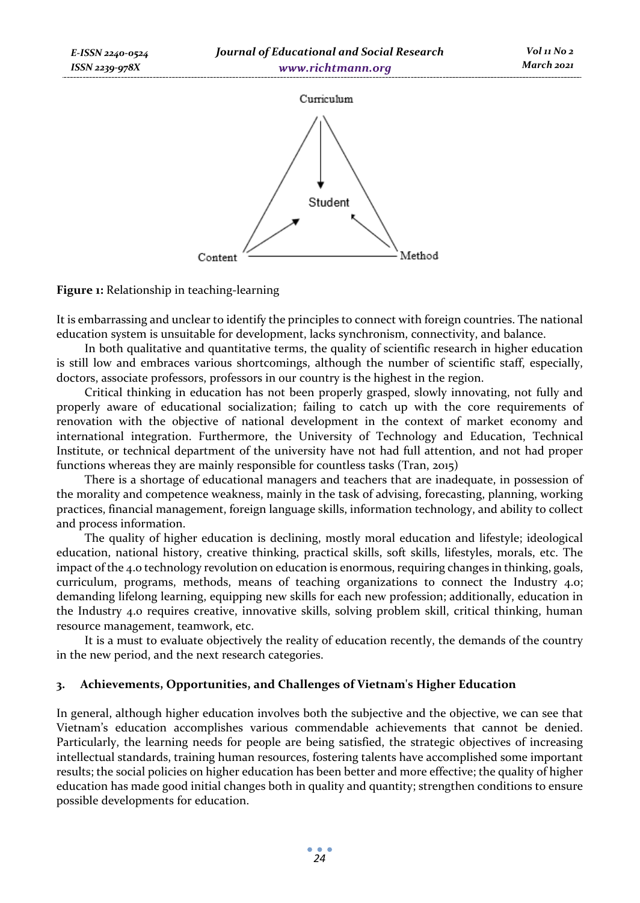Figure 1: Relationship in teaching-learning

It is embarrassing and unclear to identify the principles to connect with foreign countries. The national education system is unsuitable for development, lacks synchronism, connectivity, and balance.

In both qualitative and quantitative terms, the quality of scientific research in higher education is still low and embraces various shortcomings, although the number of scientific staff, especially, doctors, associate professors, professors in our country is the highest in the region.

Critical thinking in education has not been properly grasped, slowly innovating, not fully and properly aware of educational socialization; failing to catch up with the core requirements of renovation with the objective of national development in the context of market economy and international integration. Furthermore, the University of Technology and Education, Technical Institute, or technical department of the university have not had full attention, and not had proper functions whereas they are mainly responsible for countless tasks (Tran, 2015)

There is a shortage of educational managers and teachers that are inadequate, in possession of the morality and competence weakness, mainly in the task of advising, forecasting, planning, working practices, financial management, foreign language skills, information technology, and ability to collect and process information.

The quality of higher education is declining, mostly moral education and lifestyle; ideological education, national history, creative thinking, practical skills, soft skills, lifestyles, morals, etc. The impact of the 4.0 technology revolution on education is enormous, requiring changes in thinking, goals, curriculum, programs, methods, means of teaching organizations to connect the Industry 4.0; demanding lifelong learning, equipping new skills for each new profession; additionally, education in the Industry 4.0 requires creative, innovative skills, solving problem skill, critical thinking, human resource management, teamwork, etc.

It is a must to evaluate objectively the reality of education recently, the demands of the country in the new period, and the next research categories.

## 3. Achievements, Opportunities, and Challenges of Vietnam's Higher Education

In general, although higher education involves both the subjective and the objective, we can see that Vietnam's education accomplishes various commendable achievements that cannot be denied. Particularly, the learning needs for people are being satisfied, the strategic objectives of increasing intellectual standards, training human resources, fostering talents have accomplished some important results; the social policies on higher education has been better and more effective; the quality of higher education has made good initial changes both in quality and quantity; strengthen conditions to ensure possible developments for education.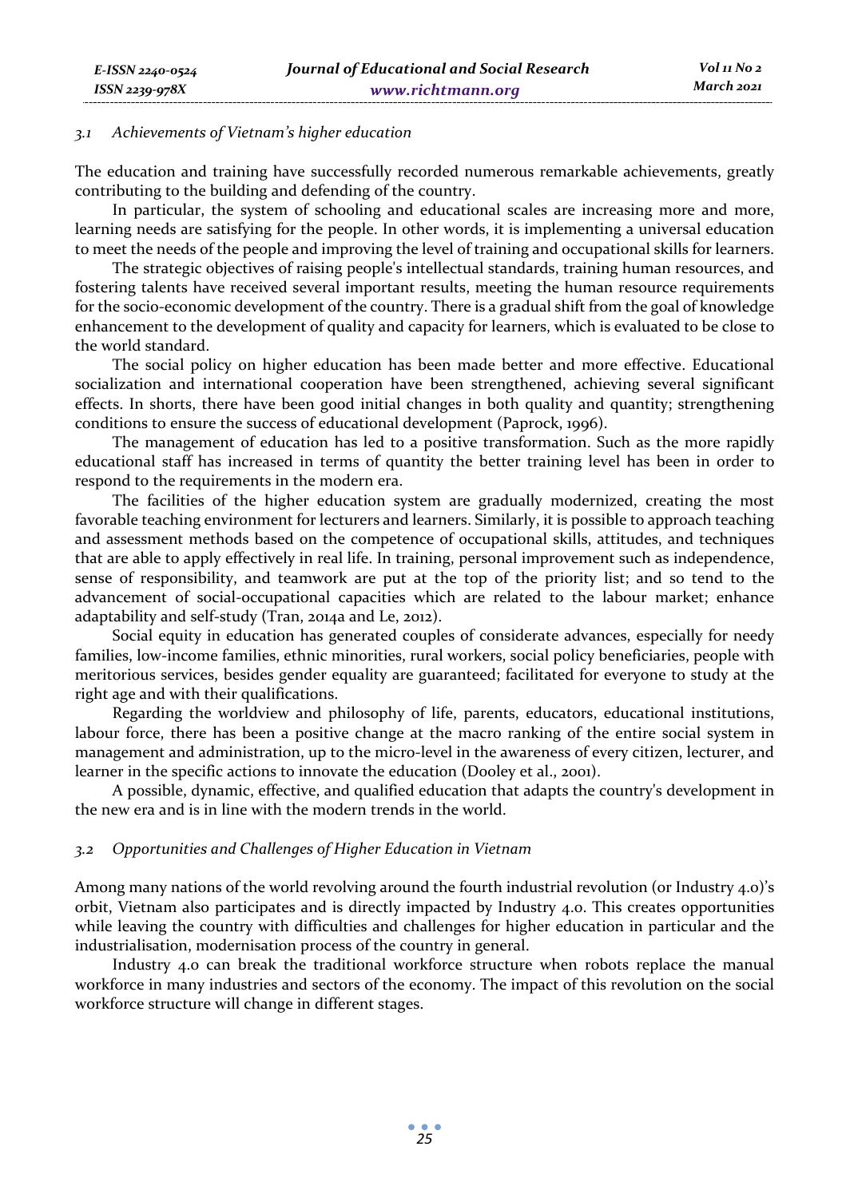### *3.1 Achievements of Vietnam's higher education*

The education and training have successfully recorded numerous remarkable achievements, greatly contributing to the building and defending of the country.

In particular, the system of schooling and educational scales are increasing more and more, learning needs are satisfying for the people. In other words, it is implementing a universal education to meet the needs of the people and improving the level of training and occupational skills for learners.

The strategic objectives of raising people's intellectual standards, training human resources, and fostering talents have received several important results, meeting the human resource requirements for the socio-economic development of the country. There is a gradual shift from the goal of knowledge enhancement to the development of quality and capacity for learners, which is evaluated to be close to the world standard.

The social policy on higher education has been made better and more effective. Educational socialization and international cooperation have been strengthened, achieving several significant effects. In shorts, there have been good initial changes in both quality and quantity; strengthening conditions to ensure the success of educational development (Paprock, 1996).

The management of education has led to a positive transformation. Such as the more rapidly educational staff has increased in terms of quantity the better training level has been in order to respond to the requirements in the modern era.

The facilities of the higher education system are gradually modernized, creating the most favorable teaching environment for lecturers and learners. Similarly, it is possible to approach teaching and assessment methods based on the competence of occupational skills, attitudes, and techniques that are able to apply effectively in real life. In training, personal improvement such as independence, sense of responsibility, and teamwork are put at the top of the priority list; and so tend to the advancement of social-occupational capacities which are related to the labour market; enhance adaptability and self-study (Tran, 2014a and Le, 2012).

Social equity in education has generated couples of considerate advances, especially for needy families, low-income families, ethnic minorities, rural workers, social policy beneficiaries, people with meritorious services, besides gender equality are guaranteed; facilitated for everyone to study at the right age and with their qualifications.

Regarding the worldview and philosophy of life, parents, educators, educational institutions, labour force, there has been a positive change at the macro ranking of the entire social system in management and administration, up to the micro-level in the awareness of every citizen, lecturer, and learner in the specific actions to innovate the education (Dooley et al., 2001).

A possible, dynamic, effective, and qualified education that adapts the country's development in the new era and is in line with the modern trends in the world.

### *3.2 Opportunities and Challenges of Higher Education in Vietnam*

Among many nations of the world revolving around the fourth industrial revolution (or Industry 4.0)'s orbit, Vietnam also participates and is directly impacted by Industry 4.0. This creates opportunities while leaving the country with difficulties and challenges for higher education in particular and the industrialisation, modernisation process of the country in general.

Industry 4.0 can break the traditional workforce structure when robots replace the manual workforce in many industries and sectors of the economy. The impact of this revolution on the social workforce structure will change in different stages.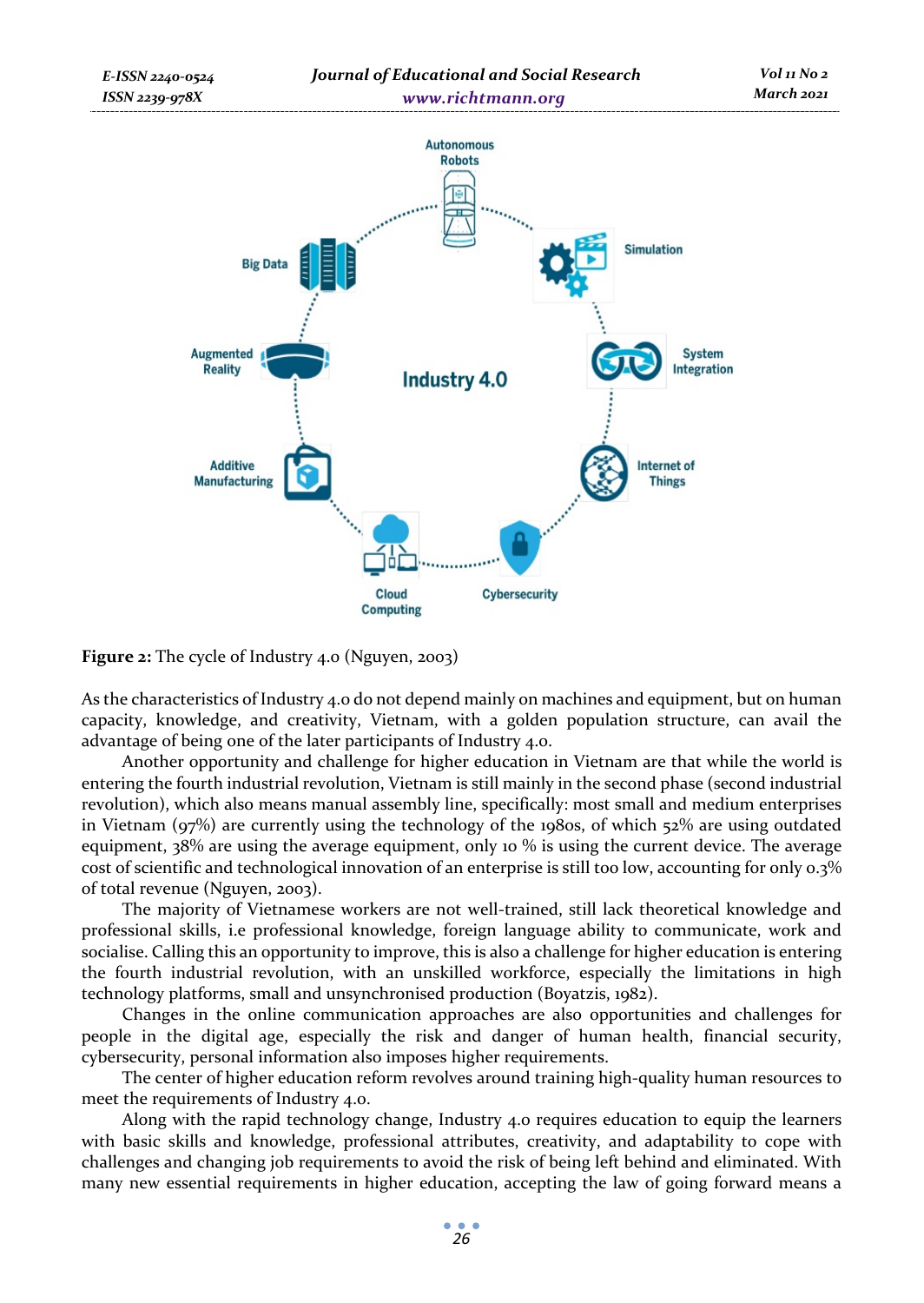**Figure 2:** The cycle of Industry 4.0 (Nguyen, 2003)

As the characteristics of Industry 4.0 do not depend mainly on machines and equipment, but on human capacity, knowledge, and creativity, Vietnam, with a golden population structure, can avail the advantage of being one of the later participants of Industry 4.0.

Another opportunity and challenge for higher education in Vietnam are that while the world is entering the fourth industrial revolution, Vietnam is still mainly in the second phase (second industrial revolution), which also means manual assembly line, specifically: most small and medium enterprises in Vietnam (97%) are currently using the technology of the 1980s, of which 52% are using outdated equipment, 38% are using the average equipment, only 10 % is using the current device. The average cost of scientific and technological innovation of an enterprise is still too low, accounting for only 0.3% of total revenue (Nguyen, 2003).

The majority of Vietnamese workers are not well-trained, still lack theoretical knowledge and professional skills, i.e professional knowledge, foreign language ability to communicate, work and socialise. Calling this an opportunity to improve, this is also a challenge for higher education is entering the fourth industrial revolution, with an unskilled workforce, especially the limitations in high technology platforms, small and unsynchronised production (Boyatzis, 1982).

Changes in the online communication approaches are also opportunities and challenges for people in the digital age, especially the risk and danger of human health, financial security, cybersecurity, personal information also imposes higher requirements.

The center of higher education reform revolves around training high-quality human resources to meet the requirements of Industry 4.0.

Along with the rapid technology change, Industry 4.0 requires education to equip the learners with basic skills and knowledge, professional attributes, creativity, and adaptability to cope with challenges and changing job requirements to avoid the risk of being left behind and eliminated. With many new essential requirements in higher education, accepting the law of going forward means a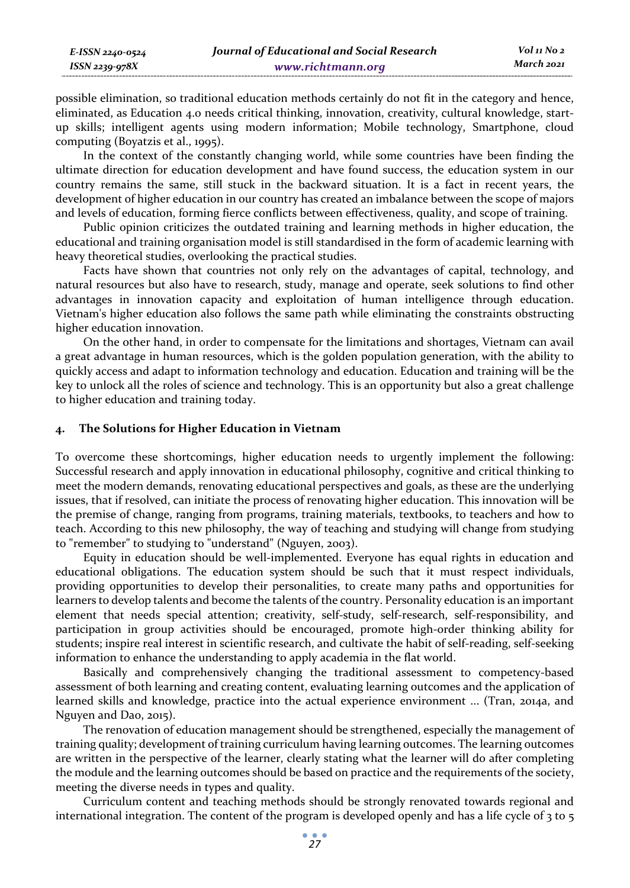possible elimination, so traditional education methods certainly do not fit in the category and hence, eliminated, as Education 4.0 needs critical thinking, innovation, creativity, cultural knowledge, start-up skills; intelligent agents using modern information; Mobile technology, Smartphone, cloud computing (Boyatzis et al., 1995).

In the context of the constantly changing world, while some countries have been finding the ultimate direction for education development and have found success, the education system in our country remains the same, still stuck in the backward situation. It is a fact in recent years, the development of higher education in our country has created an imbalance between the scope of majors and levels of education, forming fierce conflicts between effectiveness, quality, and scope of training.

Public opinion criticizes the outdated training and learning methods in higher education, the educational and training organisation model is still standardised in the form of academic learning with heavy theoretical studies, overlooking the practical studies.

Facts have shown that countries not only rely on the advantages of capital, technology, and natural resources but also have to research, study, manage and operate, seek solutions to find other advantages in innovation capacity and exploitation of human intelligence through education. Vietnam's higher education also follows the same path while eliminating the constraints obstructing higher education innovation.

On the other hand, in order to compensate for the limitations and shortages, Vietnam can avail a great advantage in human resources, which is the golden population generation, with the ability to quickly access and adapt to information technology and education. Education and training will be the key to unlock all the roles of science and technology. This is an opportunity but also a great challenge to higher education and training today.

## 4. The Solutions for Higher Education in Vietnam

To overcome these shortcomings, higher education needs to urgently implement the following: Successful research and apply innovation in educational philosophy, cognitive and critical thinking to meet the modern demands, renovating educational perspectives and goals, as these are the underlying issues, that if resolved, can initiate the process of renovating higher education. This innovation will be the premise of change, ranging from programs, training materials, textbooks, to teachers and how to teach. According to this new philosophy, the way of teaching and studying will change from studying to "remember" to studying to "understand" (Nguyen, 2003).

Equity in education should be well-implemented. Everyone has equal rights in education and educational obligations. The education system should be such that it must respect individuals, providing opportunities to develop their personalities, to create many paths and opportunities for learners to develop talents and become the talents of the country. Personality education is an important element that needs special attention; creativity, self-study, self-research, self-responsibility, and participation in group activities should be encouraged, promote high-order thinking ability for students; inspire real interest in scientific research, and cultivate the habit of self-reading, self-seeking information to enhance the understanding to apply academia in the flat world.

Basically and comprehensively changing the traditional assessment to competency-based assessment of both learning and creating content, evaluating learning outcomes and the application of learned skills and knowledge, practice into the actual experience environment ... (Tran, 2014a, and Nguyen and Dao, 2015).

The renovation of education management should be strengthened, especially the management of training quality; development of training curriculum having learning outcomes. The learning outcomes are written in the perspective of the learner, clearly stating what the learner will do after completing the module and the learning outcomes should be based on practice and the requirements of the society, meeting the diverse needs in types and quality.

Curriculum content and teaching methods should be strongly renovated towards regional and international integration. The content of the program is developed openly and has a life cycle of 3 to 5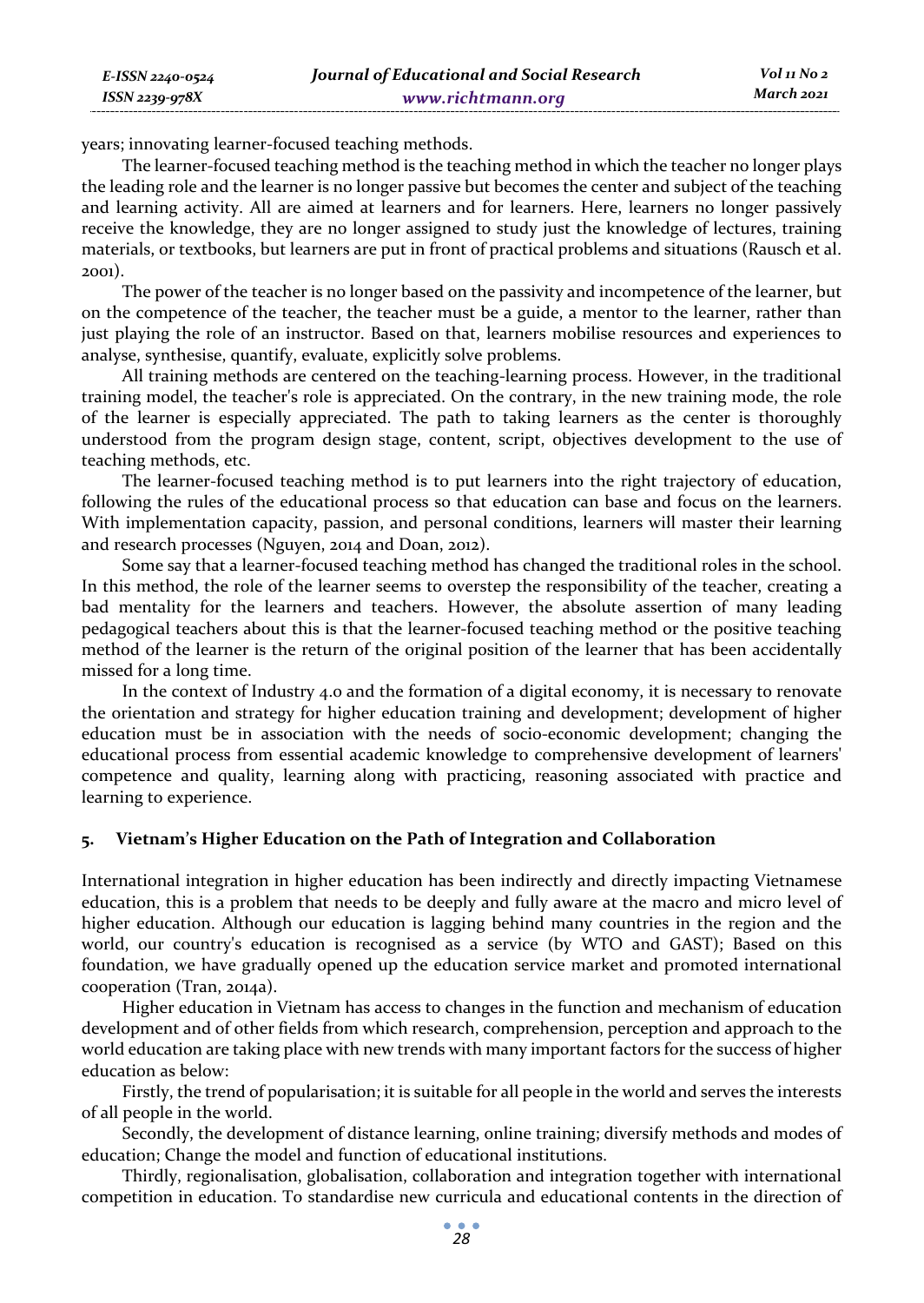years; innovating learner-focused teaching methods.

The learner-focused teaching method is the teaching method in which the teacher no longer plays the leading role and the learner is no longer passive but becomes the center and subject of the teaching and learning activity. All are aimed at learners and for learners. Here, learners no longer passively receive the knowledge, they are no longer assigned to study just the knowledge of lectures, training materials, or textbooks, but learners are put in front of practical problems and situations (Rausch et al. 2001).

The power of the teacher is no longer based on the passivity and incompetence of the learner, but on the competence of the teacher, the teacher must be a guide, a mentor to the learner, rather than just playing the role of an instructor. Based on that, learners mobilise resources and experiences to analyse, synthesise, quantify, evaluate, explicitly solve problems.

All training methods are centered on the teaching-learning process. However, in the traditional training model, the teacher's role is appreciated. On the contrary, in the new training mode, the role of the learner is especially appreciated. The path to taking learners as the center is thoroughly understood from the program design stage, content, script, objectives development to the use of teaching methods, etc.

The learner-focused teaching method is to put learners into the right trajectory of education, following the rules of the educational process so that education can base and focus on the learners. With implementation capacity, passion, and personal conditions, learners will master their learning and research processes (Nguyen, 2014 and Doan, 2012).

Some say that a learner-focused teaching method has changed the traditional roles in the school. In this method, the role of the learner seems to overstep the responsibility of the teacher, creating a bad mentality for the learners and teachers. However, the absolute assertion of many leading pedagogical teachers about this is that the learner-focused teaching method or the positive teaching method of the learner is the return of the original position of the learner that has been accidentally missed for a long time.

In the context of Industry 4.0 and the formation of a digital economy, it is necessary to renovate the orientation and strategy for higher education training and development; development of higher education must be in association with the needs of socio-economic development; changing the educational process from essential academic knowledge to comprehensive development of learners' competence and quality, learning along with practicing, reasoning associated with practice and learning to experience.

## 5. Vietnam's Higher Education on the Path of Integration and Collaboration

International integration in higher education has been indirectly and directly impacting Vietnamese education, this is a problem that needs to be deeply and fully aware at the macro and micro level of higher education. Although our education is lagging behind many countries in the region and the world, our country's education is recognised as a service (by WTO and GAST); Based on this foundation, we have gradually opened up the education service market and promoted international cooperation (Tran, 2014a).

Higher education in Vietnam has access to changes in the function and mechanism of education development and of other fields from which research, comprehension, perception and approach to the world education are taking place with new trends with many important factors for the success of higher education as below:

Firstly, the trend of popularisation; it is suitable for all people in the world and serves the interests of all people in the world.

Secondly, the development of distance learning, online training; diversify methods and modes of education; Change the model and function of educational institutions.

Thirdly, regionalisation, globalisation, collaboration and integration together with international competition in education. To standardise new curricula and educational contents in the direction of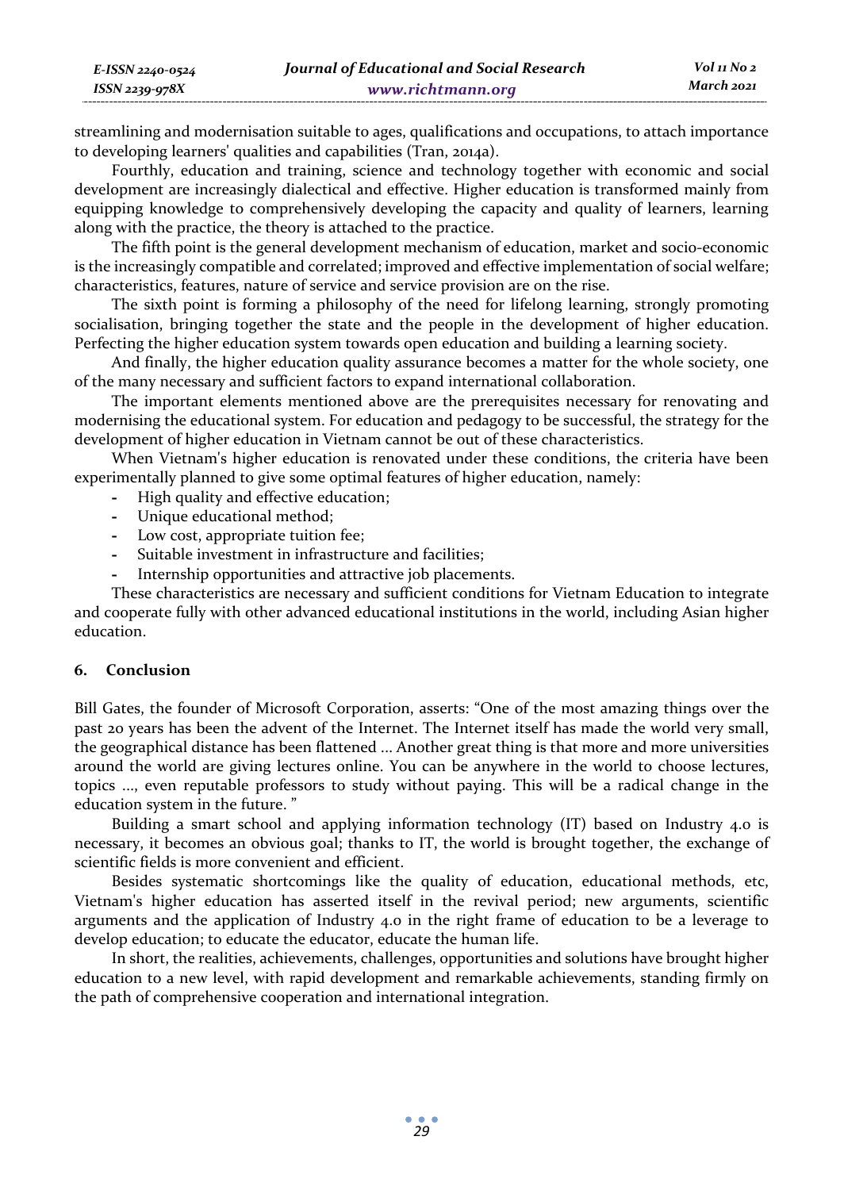streamlining and modernisation suitable to ages, qualifications and occupations, to attach importance to developing learners' qualities and capabilities (Tran, 2014a).

Fourthly, education and training, science and technology together with economic and social development are increasingly dialectical and effective. Higher education is transformed mainly from equipping knowledge to comprehensively developing the capacity and quality of learners, learning along with the practice, the theory is attached to the practice.

The fifth point is the general development mechanism of education, market and socio-economic is the increasingly compatible and correlated; improved and effective implementation of social welfare; characteristics, features, nature of service and service provision are on the rise.

The sixth point is forming a philosophy of the need for lifelong learning, strongly promoting socialisation, bringing together the state and the people in the development of higher education. Perfecting the higher education system towards open education and building a learning society.

And finally, the higher education quality assurance becomes a matter for the whole society, one of the many necessary and sufficient factors to expand international collaboration.

The important elements mentioned above are the prerequisites necessary for renovating and modernising the educational system. For education and pedagogy to be successful, the strategy for the development of higher education in Vietnam cannot be out of these characteristics.

When Vietnam's higher education is renovated under these conditions, the criteria have been experimentally planned to give some optimal features of higher education, namely:

- High quality and effective education;
- Unique educational method;
- Low cost, appropriate tuition fee;
- Suitable investment in infrastructure and facilities;
- Internship opportunities and attractive job placements.

These characteristics are necessary and sufficient conditions for Vietnam Education to integrate and cooperate fully with other advanced educational institutions in the world, including Asian higher education.

## 6. Conclusion

Bill Gates, the founder of Microsoft Corporation, asserts: "One of the most amazing things over the past 20 years has been the advent of the Internet. The Internet itself has made the world very small, the geographical distance has been flattened ... Another great thing is that more and more universities around the world are giving lectures online. You can be anywhere in the world to choose lectures, topics ..., even reputable professors to study without paying. This will be a radical change in the education system in the future. "

Building a smart school and applying information technology (IT) based on Industry 4.0 is necessary, it becomes an obvious goal; thanks to IT, the world is brought together, the exchange of scientific fields is more convenient and efficient.

Besides systematic shortcomings like the quality of education, educational methods, etc, Vietnam's higher education has asserted itself in the revival period; new arguments, scientific arguments and the application of Industry 4.0 in the right frame of education to be a leverage to develop education; to educate the educator, educate the human life.

In short, the realities, achievements, challenges, opportunities and solutions have brought higher education to a new level, with rapid development and remarkable achievements, standing firmly on the path of comprehensive cooperation and international integration.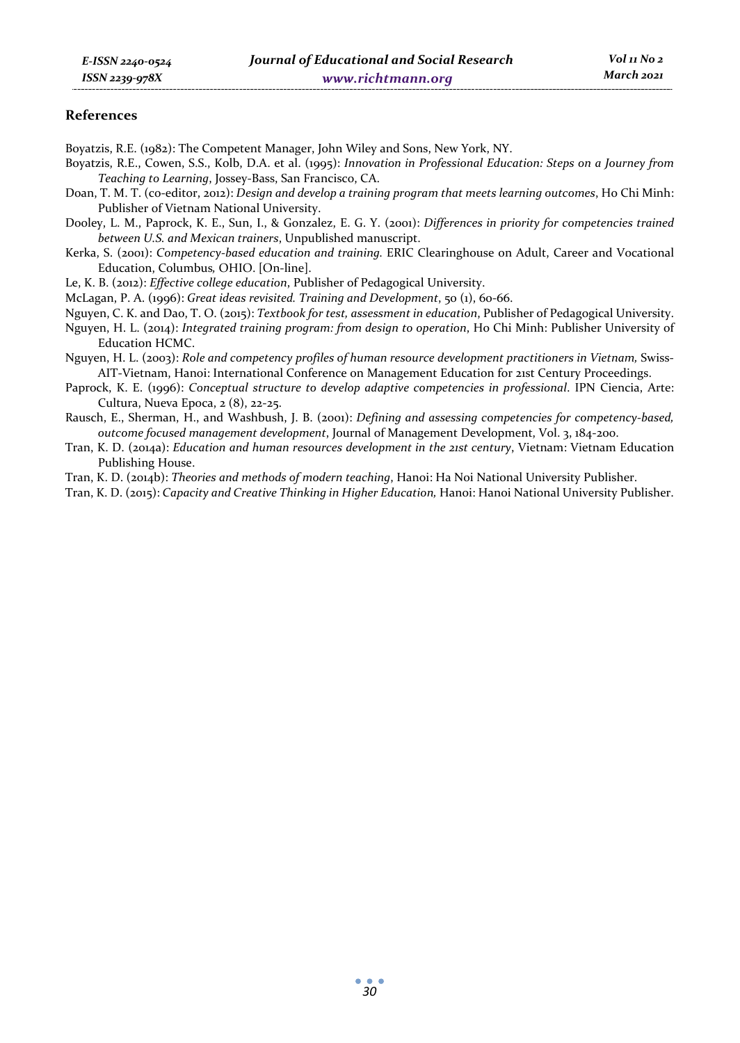## References

Boyatzis, R.E. (1982): The Competent Manager, John Wiley and Sons, New York, NY.

Boyatzis, R.E., Cowen, S.S., Kolb, D.A. et al. (1995): *Innovation in Professional Education: Steps on a Journey from Teaching to Learning*, Jossey-Bass, San Francisco, CA.

Doan, T. M. T. (co-editor, 2012): *Design and develop a training program that meets learning outcomes*, Ho Chi Minh: Publisher of Vietnam National University.

Dooley, L. M., Paprock, K. E., Sun, I., & Gonzalez, E. G. Y. (2001): *Differences in priority for competencies trained between U.S. and Mexican trainers*, Unpublished manuscript.

Kerka, S. (2001): *Competency-based education and training.* ERIC Clearinghouse on Adult, Career and Vocational Education, Columbus, OHIO. [On-line].

Le, K. B. (2012): *Effective college education*, Publisher of Pedagogical University.

McLagan, P. A. (1996): *Great ideas revisited. Training and Development*, 50 (1), 60-66.

Nguyen, C. K. and Dao, T. O. (2015): *Textbook for test, assessment in education*, Publisher of Pedagogical University.

Nguyen, H. L. (2014): *Integrated training program: from design to operation*, Ho Chi Minh: Publisher University of Education HCMC.

Nguyen, H. L. (2003): *Role and competency profiles of human resource development practitioners in Vietnam,* Swiss-AIT-Vietnam, Hanoi: International Conference on Management Education for 21st Century Proceedings.

Paprock, K. E. (1996): *Conceptual structure to develop adaptive competencies in professional*. IPN Ciencia, Arte: Cultura, Nueva Epoca, 2 (8), 22-25.

Rausch, E., Sherman, H., and Washbush, J. B. (2001): *Defining and assessing competencies for competency-based, outcome focused management development*, Journal of Management Development, Vol. 3, 184-200.

Tran, K. D. (2014a): *Education and human resources development in the 21st century*, Vietnam: Vietnam Education Publishing House.

Tran, K. D. (2014b): *Theories and methods of modern teaching*, Hanoi: Ha Noi National University Publisher.

Tran, K. D. (2015): *Capacity and Creative Thinking in Higher Education,* Hanoi: Hanoi National University Publisher.